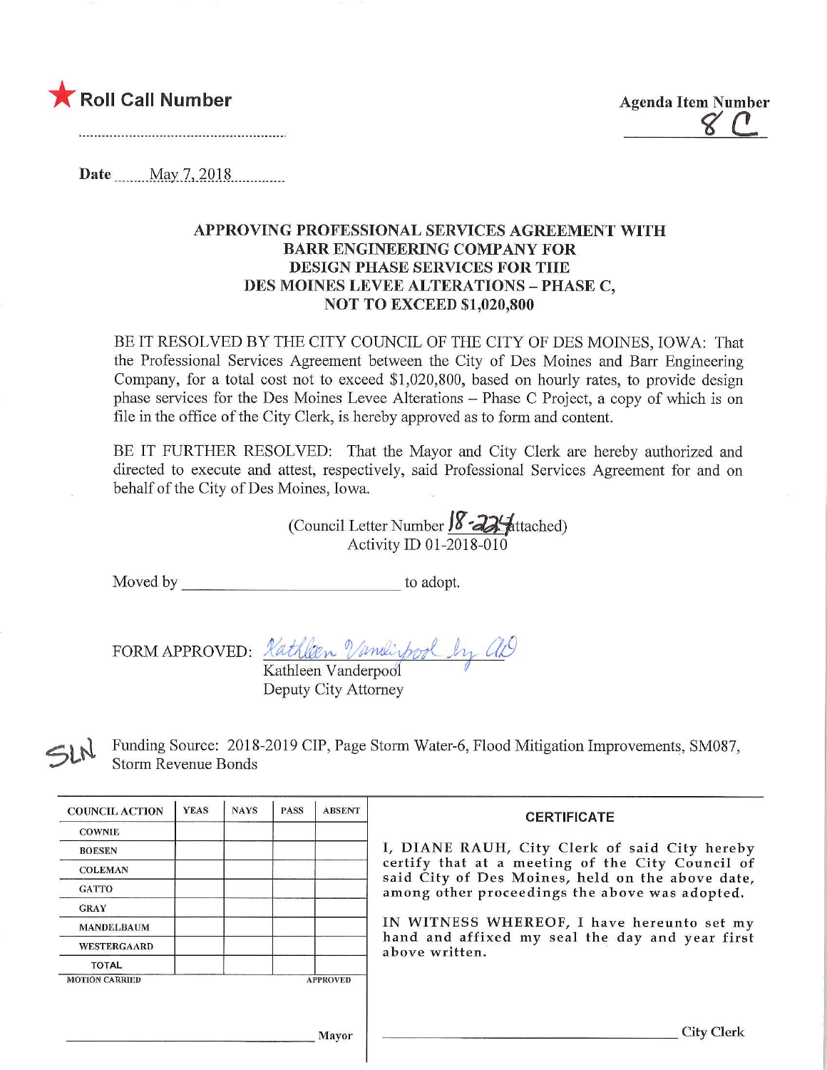★ **Roll Call Number**

**Agenda Item Number**
8 C

**Date** May 7, 2018

## APPROVING PROFESSIONAL SERVICES AGREEMENT WITH BARR ENGINEERING COMPANY FOR DESIGN PHASE SERVICES FOR THE DES MOINES LEVEE ALTERATIONS – PHASE C, NOT TO EXCEED $1,020,800

BE IT RESOLVED BY THE CITY COUNCIL OF THE CITY OF DES MOINES, IOWA: That the Professional Services Agreement between the City of Des Moines and Barr Engineering Company, for a total cost not to exceed $1,020,800, based on hourly rates, to provide design phase services for the Des Moines Levee Alterations – Phase C Project, a copy of which is on file in the office of the City Clerk, is hereby approved as to form and content.

BE IT FURTHER RESOLVED: That the Mayor and City Clerk are hereby authorized and directed to execute and attest, respectively, said Professional Services Agreement for and on behalf of the City of Des Moines, Iowa.

(Council Letter Number 18-224 attached)
Activity ID 01-2018-010

Moved by ________________________ to adopt.

FORM APPROVED: *Kathleen Vanderpool by AD*
Kathleen Vanderpool
Deputy City Attorney

SLN Funding Source: 2018-2019 CIP, Page Storm Water-6, Flood Mitigation Improvements, SM087, Storm Revenue Bonds

| COUNCIL ACTION | YEAS | NAYS | PASS | ABSENT |
|---|---|---|---|---|
| COWNIE | | | | |
| BOESEN | | | | |
| COLEMAN | | | | |
| GATTO | | | | |
| GRAY | | | | |
| MANDELBAUM | | | | |
| WESTERGAARD | | | | |
| TOTAL | | | | |

MOTION CARRIED APPROVED

________________________ Mayor

**CERTIFICATE**

I, DIANE RAUH, City Clerk of said City hereby certify that at a meeting of the City Council of said City of Des Moines, held on the above date, among other proceedings the above was adopted.

IN WITNESS WHEREOF, I have hereunto set my hand and affixed my seal the day and year first above written.

________________________ City Clerk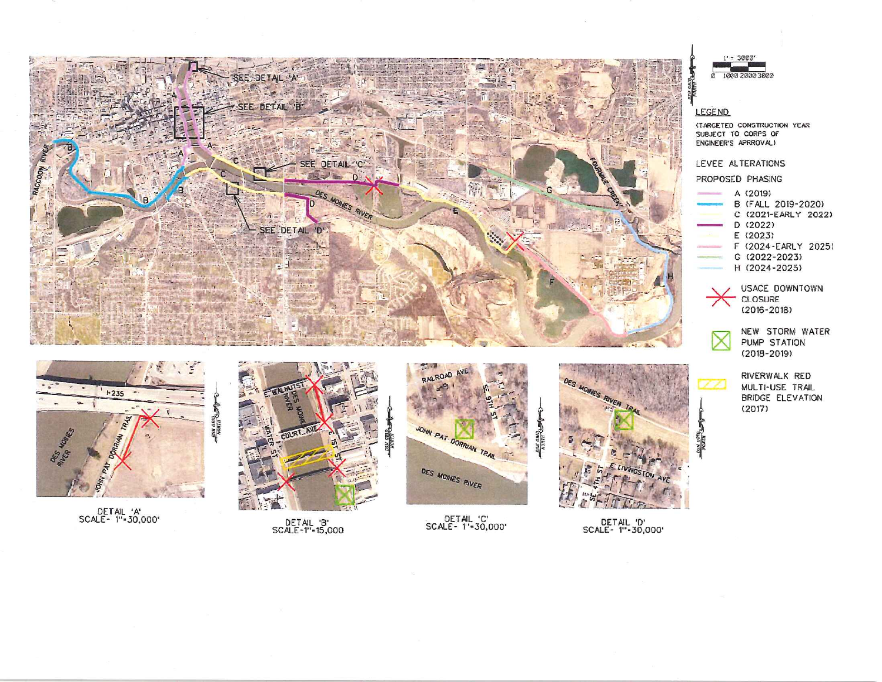SEE DETAIL 'A'

SEE DETAIL 'B'

SEE DETAIL 'C'

SEE DETAIL 'D'

RACCOON RIVER

DES MOINES RIVER

FOURMILE CREEK

1" = 3000'

0 1000 2000 3000

DSM GRID NORTH

## LEGEND

(TARGETED CONSTRUCTION YEAR SUBJECT TO CORPS OF ENGINEER'S APRROVAL)

LEVEE ALTERATIONS

PROPOSED PHASING

- A (2019)
- B (FALL 2019-2020)
- C (2021-EARLY 2022)
- D (2022)
- E (2023)
- F (2024-EARLY 2025)
- G (2022-2023)
- H (2024-2025)

USACE DOWNTOWN CLOSURE (2016-2018)

NEW STORM WATER PUMP STATION (2018-2019)

RIVERWALK RED MULTI-USE TRAIL BRIDGE ELEVATION (2017)

I-235

DES MOINES RIVER

JOHN PAT DORRIAN TRAIL

DETAIL 'A'
SCALE- 1"=30,000'

E WALNUT ST

DES MOINES RIVER

WATER ST

COURT AVE

E 1ST ST

DETAIL 'B'
SCALE-1"=15,000

RAILROAD AVE

SE 9TH ST

JOHN PAT DORRIAN TRAIL

DES MOINES RIVER

DETAIL 'C'
SCALE- 1"=30,000'

DES MOINES RIVER TRAIL

SE 4TH ST

E LIVINGSTON AVE

DETAIL 'D'
SCALE- 1"=30,000'